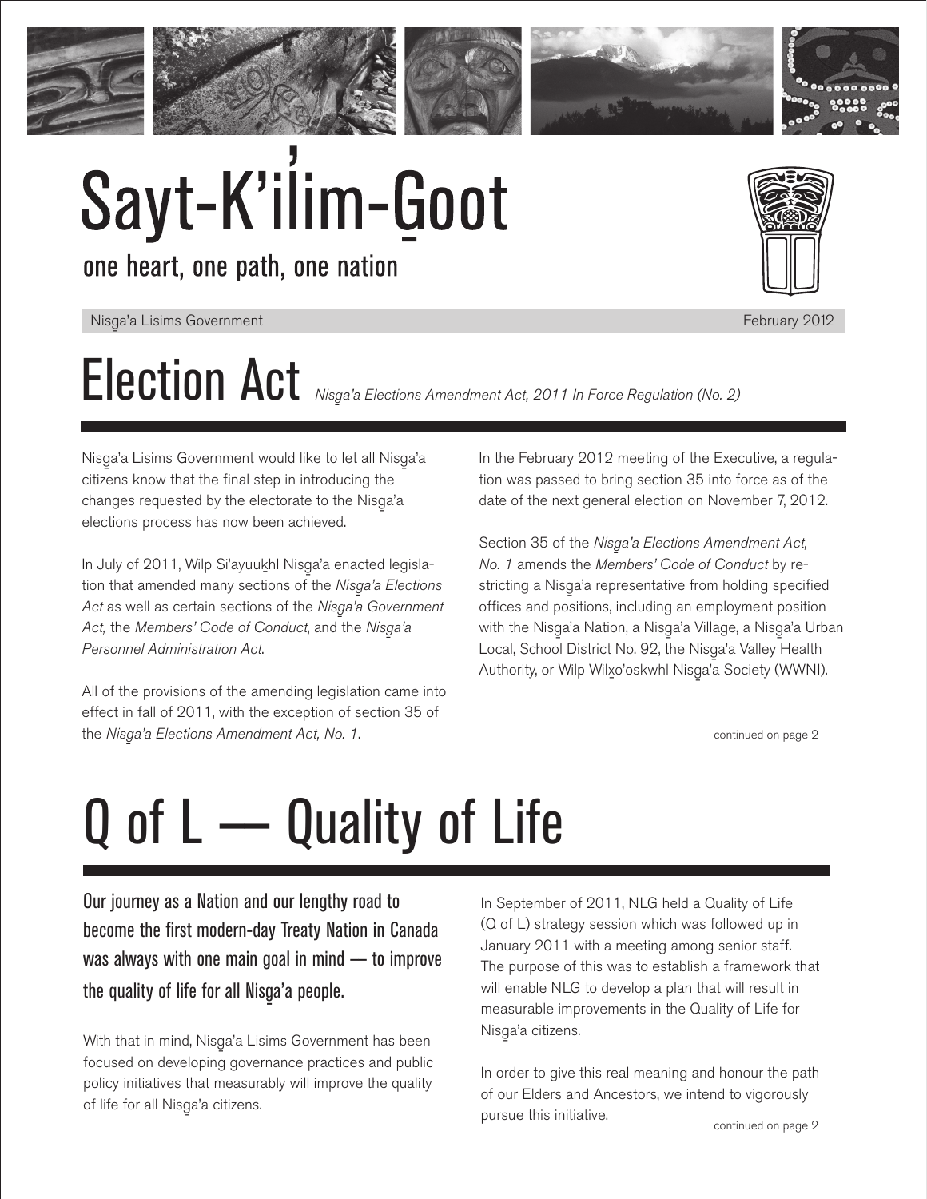# Sayt-K'il̓im-G̱oot

one heart, one path, one nation

Nisg̱a'a Lisims Government February 2012

# Election Act *Nisg̱a'a Elections Amendment Act, 2011 In Force Regulation (No. 2)*

Nisg̱a'a Lisims Government would like to let all Nisg̱a'a citizens know that the final step in introducing the changes requested by the electorate to the Nisg̱a'a elections process has now been achieved.

In July of 2011, Wilp Si'ayuuḵhl Nisg̱a'a enacted legislation that amended many sections of the *Nisg̱a'a Elections Act* as well as certain sections of the *Nisg̱a'a Government Act,* the *Members' Code of Conduct*, and the *Nisg̱a'a Personnel Administration Act.*

All of the provisions of the amending legislation came into effect in fall of 2011, with the exception of section 35 of the *Nisg̱a'a Elections Amendment Act, No. 1*.

In the February 2012 meeting of the Executive, a regulation was passed to bring section 35 into force as of the date of the next general election on November 7, 2012.

Section 35 of the *Nisg̱a'a Elections Amendment Act, No. 1* amends the *Members' Code of Conduct* by restricting a Nisg̱a'a representative from holding specified offices and positions, including an employment position with the Nisg̱a'a Nation, a Nisg̱a'a Village, a Nisg̱a'a Urban Local, School District No. 92, the Nisg̱a'a Valley Health Authority, or Wilp Wilx̱o'oskwhl Nisg̱a'a Society (WWNI).

continued on page 2

# Q of L — Quality of Life

Our journey as a Nation and our lengthy road to become the first modern-day Treaty Nation in Canada was always with one main goal in mind — to improve the quality of life for all Nisg̱a'a people.

With that in mind, Nisg̱a'a Lisims Government has been focused on developing governance practices and public policy initiatives that measurably will improve the quality of life for all Nisg̱a'a citizens.

In September of 2011, NLG held a Quality of Life (Q of L) strategy session which was followed up in January 2011 with a meeting among senior staff. The purpose of this was to establish a framework that will enable NLG to develop a plan that will result in measurable improvements in the Quality of Life for Nisg̱a'a citizens.

In order to give this real meaning and honour the path of our Elders and Ancestors, we intend to vigorously pursue this initiative.

continued on page 2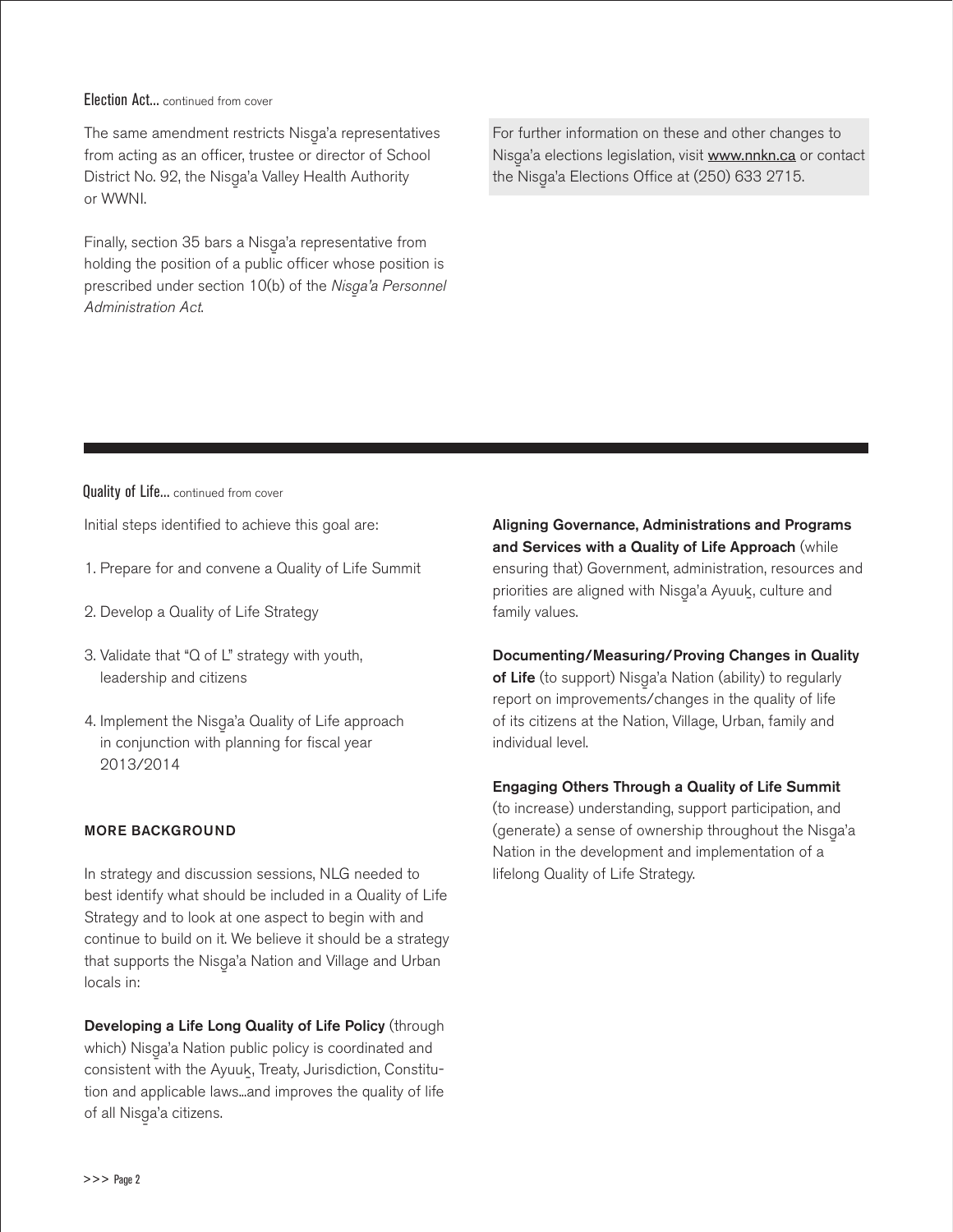### Election Act... continued from cover

The same amendment restricts Nisg̱a'a representatives from acting as an officer, trustee or director of School District No. 92, the Nisg̱a'a Valley Health Authority or WWNI.

Finally, section 35 bars a Nisg̱a'a representative from holding the position of a public officer whose position is prescribed under section 10(b) of the *Nisg̱a'a Personnel Administration Act*.

For further information on these and other changes to Nisg̱a'a elections legislation, visit www.nnkn.ca or contact the Nisg̱a'a Elections Office at (250) 633 2715.

---

### Quality of Life... continued from cover

Initial steps identified to achieve this goal are:

1. Prepare for and convene a Quality of Life Summit
2. Develop a Quality of Life Strategy
3. Validate that "Q of L" strategy with youth, leadership and citizens
4. Implement the Nisg̱a'a Quality of Life approach in conjunction with planning for fiscal year 2013/2014

#### MORE BACKGROUND

In strategy and discussion sessions, NLG needed to best identify what should be included in a Quality of Life Strategy and to look at one aspect to begin with and continue to build on it. We believe it should be a strategy that supports the Nisg̱a'a Nation and Village and Urban locals in:

**Developing a Life Long Quality of Life Policy** (through which) Nisg̱a'a Nation public policy is coordinated and consistent with the Ayuuk̠, Treaty, Jurisdiction, Constitution and applicable laws...and improves the quality of life of all Nisg̱a'a citizens.

**Aligning Governance, Administrations and Programs and Services with a Quality of Life Approach** (while ensuring that) Government, administration, resources and priorities are aligned with Nisg̱a'a Ayuuk̠, culture and family values.

**Documenting/Measuring/Proving Changes in Quality of Life** (to support) Nisg̱a'a Nation (ability) to regularly report on improvements/changes in the quality of life of its citizens at the Nation, Village, Urban, family and individual level.

**Engaging Others Through a Quality of Life Summit** (to increase) understanding, support participation, and (generate) a sense of ownership throughout the Nisg̱a'a Nation in the development and implementation of a lifelong Quality of Life Strategy.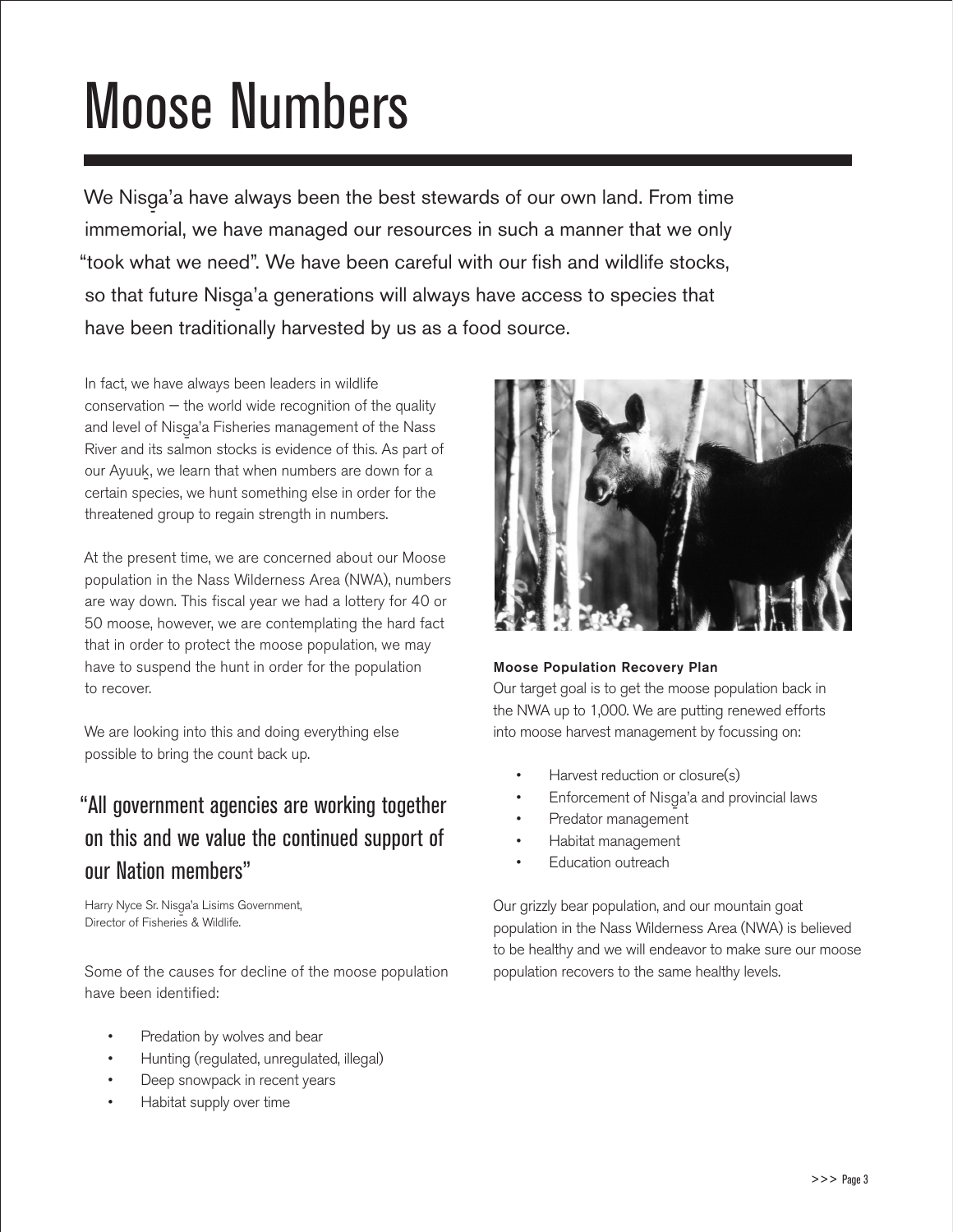# Moose Numbers

We Nisg̱a'a have always been the best stewards of our own land. From time immemorial, we have managed our resources in such a manner that we only "took what we need". We have been careful with our fish and wildlife stocks, so that future Nisg̱a'a generations will always have access to species that have been traditionally harvested by us as a food source.

In fact, we have always been leaders in wildlife conservation – the world wide recognition of the quality and level of Nisg̱a'a Fisheries management of the Nass River and its salmon stocks is evidence of this. As part of our Ayuuk̲, we learn that when numbers are down for a certain species, we hunt something else in order for the threatened group to regain strength in numbers.

At the present time, we are concerned about our Moose population in the Nass Wilderness Area (NWA), numbers are way down. This fiscal year we had a lottery for 40 or 50 moose, however, we are contemplating the hard fact that in order to protect the moose population, we may have to suspend the hunt in order for the population to recover.

We are looking into this and doing everything else possible to bring the count back up.

## "All government agencies are working together on this and we value the continued support of our Nation members"

Harry Nyce Sr. Nisg̱a'a Lisims Government, Director of Fisheries & Wildlife.

Some of the causes for decline of the moose population have been identified:

- Predation by wolves and bear
- Hunting (regulated, unregulated, illegal)
- Deep snowpack in recent years
- Habitat supply over time

**Moose Population Recovery Plan**

Our target goal is to get the moose population back in the NWA up to 1,000. We are putting renewed efforts into moose harvest management by focussing on:

- Harvest reduction or closure(s)
- Enforcement of Nisg̱a'a and provincial laws
- Predator management
- Habitat management
- Education outreach

Our grizzly bear population, and our mountain goat population in the Nass Wilderness Area (NWA) is believed to be healthy and we will endeavor to make sure our moose population recovers to the same healthy levels.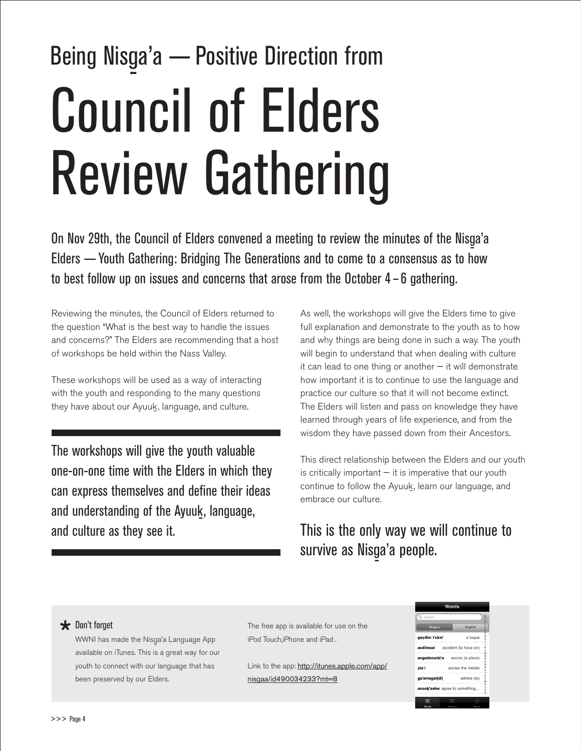## Being Nisg̲a'a — Positive Direction from

# Council of Elders Review Gathering

On Nov 29th, the Council of Elders convened a meeting to review the minutes of the Nisg̲a'a Elders — Youth Gathering: Bridging The Generations and to come to a consensus as to how to best follow up on issues and concerns that arose from the October 4 – 6 gathering.

Reviewing the minutes, the Council of Elders returned to the question "What is the best way to handle the issues and concerns?" The Elders are recommending that a host of workshops be held within the Nass Valley.

These workshops will be used as a way of interacting with the youth and responding to the many questions they have about our Ayuuk̲, language, and culture.

> The workshops will give the youth valuable one-on-one time with the Elders in which they can express themselves and define their ideas and understanding of the Ayuuk̲, language, and culture as they see it.

As well, the workshops will give the Elders time to give full explanation and demonstrate to the youth as to how and why things are being done in such a way. The youth will begin to understand that when dealing with culture it can lead to one thing or another – it will demonstrate how important it is to continue to use the language and practice our culture so that it will not become extinct. The Elders will listen and pass on knowledge they have learned through years of life experience, and from the wisdom they have passed down from their Ancestors.

This direct relationship between the Elders and our youth is critically important – it is imperative that our youth continue to follow the Ayuuk̲, learn our language, and embrace our culture.

### This is the only way we will continue to survive as Nisg̲a'a people.

**★ Don't forget**

WWNI has made the Nisg̲a'a Language App available on iTunes. This is a great way for our youth to connect with our language that has been preserved by our Elders.

The free app is available for use on the iPod Touch,iPhone and iPad .

Link to the app: http://itunes.apple.com/app/nisgaa/id490034233?mt=8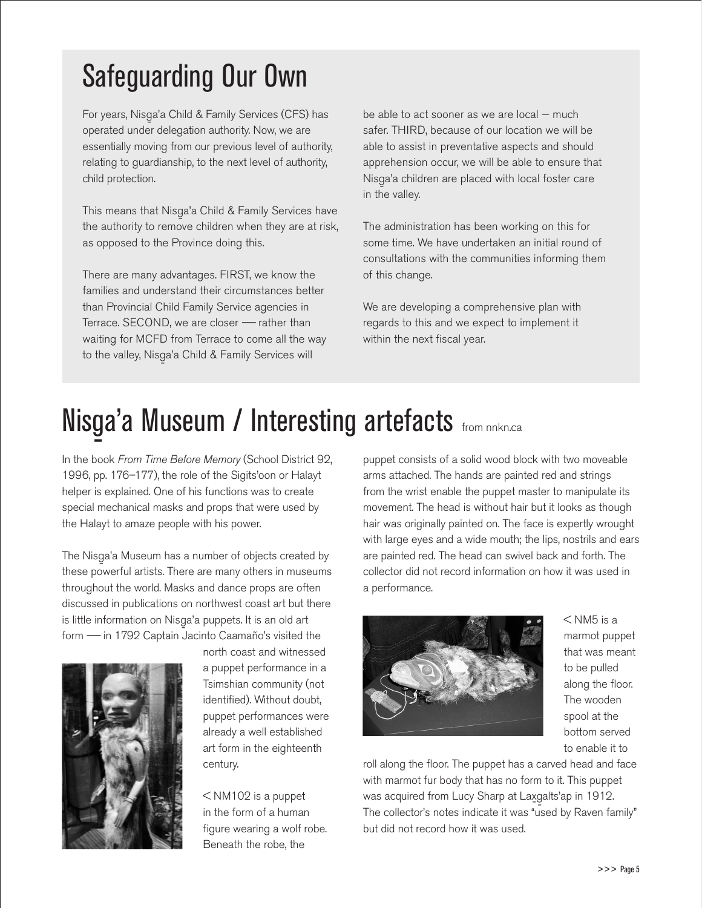# Safeguarding Our Own

For years, Nisg̱a'a Child & Family Services (CFS) has operated under delegation authority. Now, we are essentially moving from our previous level of authority, relating to guardianship, to the next level of authority, child protection.

This means that Nisg̱a'a Child & Family Services have the authority to remove children when they are at risk, as opposed to the Province doing this.

There are many advantages. FIRST, we know the families and understand their circumstances better than Provincial Child Family Service agencies in Terrace. SECOND, we are closer — rather than waiting for MCFD from Terrace to come all the way to the valley, Nisg̱a'a Child & Family Services will be able to act sooner as we are local — much safer. THIRD, because of our location we will be able to assist in preventative aspects and should apprehension occur, we will be able to ensure that Nisg̱a'a children are placed with local foster care in the valley.

The administration has been working on this for some time. We have undertaken an initial round of consultations with the communities informing them of this change.

We are developing a comprehensive plan with regards to this and we expect to implement it within the next fiscal year.

# Nisg̱a'a Museum / Interesting artefacts from nnkn.ca

In the book *From Time Before Memory* (School District 92, 1996, pp. 176–177), the role of the Sigits'oon or Halayt helper is explained. One of his functions was to create special mechanical masks and props that were used by the Halayt to amaze people with his power.

The Nisg̱a'a Museum has a number of objects created by these powerful artists. There are many others in museums throughout the world. Masks and dance props are often discussed in publications on northwest coast art but there is little information on Nisg̱a'a puppets. It is an old art form — in 1792 Captain Jacinto Caamaño's visited the north coast and witnessed a puppet performance in a Tsimshian community (not identified). Without doubt, puppet performances were already a well established art form in the eighteenth century.

< NM102 is a puppet in the form of a human figure wearing a wolf robe. Beneath the robe, the puppet consists of a solid wood block with two moveable arms attached. The hands are painted red and strings from the wrist enable the puppet master to manipulate its movement. The head is without hair but it looks as though hair was originally painted on. The face is expertly wrought with large eyes and a wide mouth; the lips, nostrils and ears are painted red. The head can swivel back and forth. The collector did not record information on how it was used in a performance.

< NM5 is a marmot puppet that was meant to be pulled along the floor. The wooden spool at the bottom served to enable it to roll along the floor. The puppet has a carved head and face with marmot fur body that has no form to it. This puppet was acquired from Lucy Sharp at Lax̱galts'ap in 1912. The collector's notes indicate it was "used by Raven family" but did not record how it was used.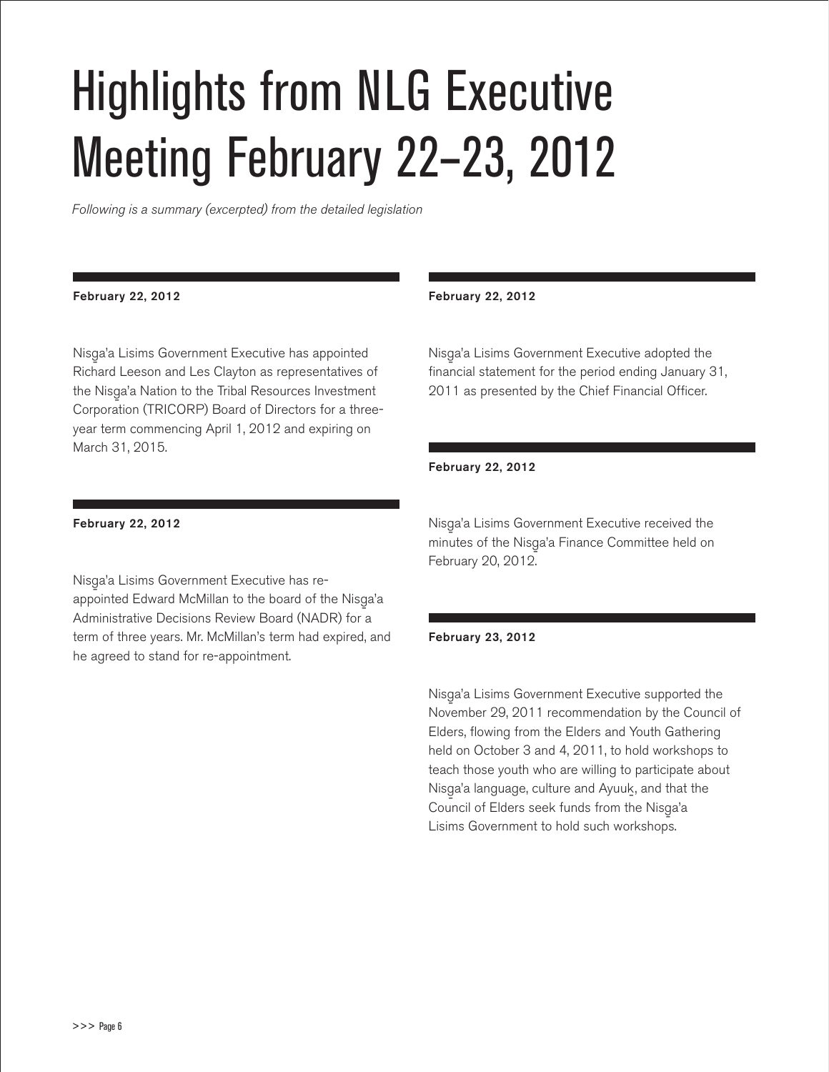# Highlights from NLG Executive Meeting February 22–23, 2012

*Following is a summary (excerpted) from the detailed legislation*

**February 22, 2012**

Nisg̲a'a Lisims Government Executive has appointed Richard Leeson and Les Clayton as representatives of the Nisg̲a'a Nation to the Tribal Resources Investment Corporation (TRICORP) Board of Directors for a three-year term commencing April 1, 2012 and expiring on March 31, 2015.

**February 22, 2012**

Nisg̲a'a Lisims Government Executive has re-appointed Edward McMillan to the board of the Nisg̲a'a Administrative Decisions Review Board (NADR) for a term of three years. Mr. McMillan's term had expired, and he agreed to stand for re-appointment.

**February 22, 2012**

Nisg̲a'a Lisims Government Executive adopted the financial statement for the period ending January 31, 2011 as presented by the Chief Financial Officer.

**February 22, 2012**

Nisg̲a'a Lisims Government Executive received the minutes of the Nisg̲a'a Finance Committee held on February 20, 2012.

**February 23, 2012**

Nisg̲a'a Lisims Government Executive supported the November 29, 2011 recommendation by the Council of Elders, flowing from the Elders and Youth Gathering held on October 3 and 4, 2011, to hold workshops to teach those youth who are willing to participate about Nisg̲a'a language, culture and Ayuuk̲, and that the Council of Elders seek funds from the Nisg̲a'a Lisims Government to hold such workshops.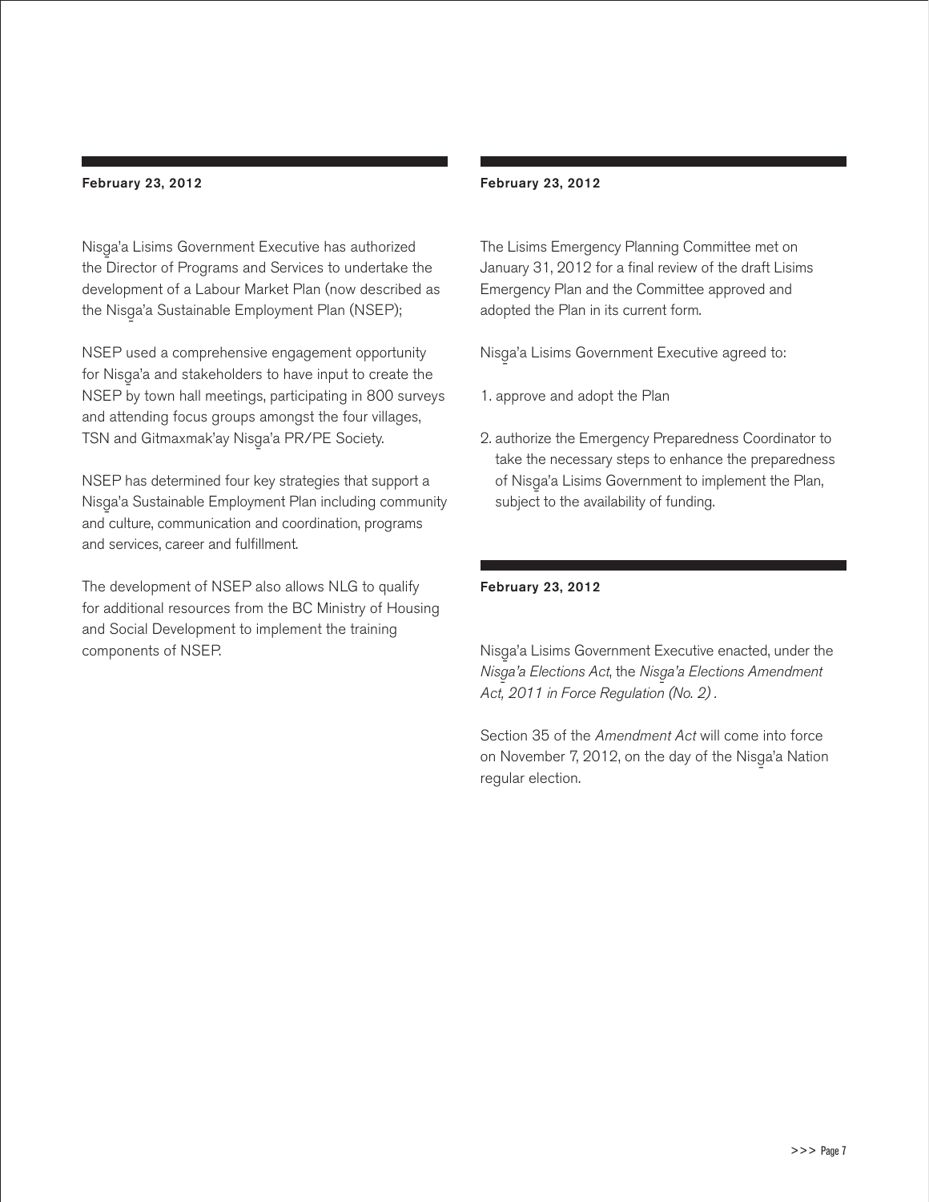### February 23, 2012

Nisg̱a'a Lisims Government Executive has authorized the Director of Programs and Services to undertake the development of a Labour Market Plan (now described as the Nisg̱a'a Sustainable Employment Plan (NSEP);

NSEP used a comprehensive engagement opportunity for Nisg̱a'a and stakeholders to have input to create the NSEP by town hall meetings, participating in 800 surveys and attending focus groups amongst the four villages, TSN and Gitmaxmak'ay Nisg̱a'a PR/PE Society.

NSEP has determined four key strategies that support a Nisg̱a'a Sustainable Employment Plan including community and culture, communication and coordination, programs and services, career and fulfillment.

The development of NSEP also allows NLG to qualify for additional resources from the BC Ministry of Housing and Social Development to implement the training components of NSEP.

### February 23, 2012

The Lisims Emergency Planning Committee met on January 31, 2012 for a final review of the draft Lisims Emergency Plan and the Committee approved and adopted the Plan in its current form.

Nisg̱a'a Lisims Government Executive agreed to:

1. approve and adopt the Plan
2. authorize the Emergency Preparedness Coordinator to take the necessary steps to enhance the preparedness of Nisg̱a'a Lisims Government to implement the Plan, subject to the availability of funding.

### February 23, 2012

Nisg̱a'a Lisims Government Executive enacted, under the *Nisg̱a'a Elections Act*, the *Nisg̱a'a Elections Amendment Act, 2011 in Force Regulation (No. 2)* .

Section 35 of the *Amendment Act* will come into force on November 7, 2012, on the day of the Nisg̱a'a Nation regular election.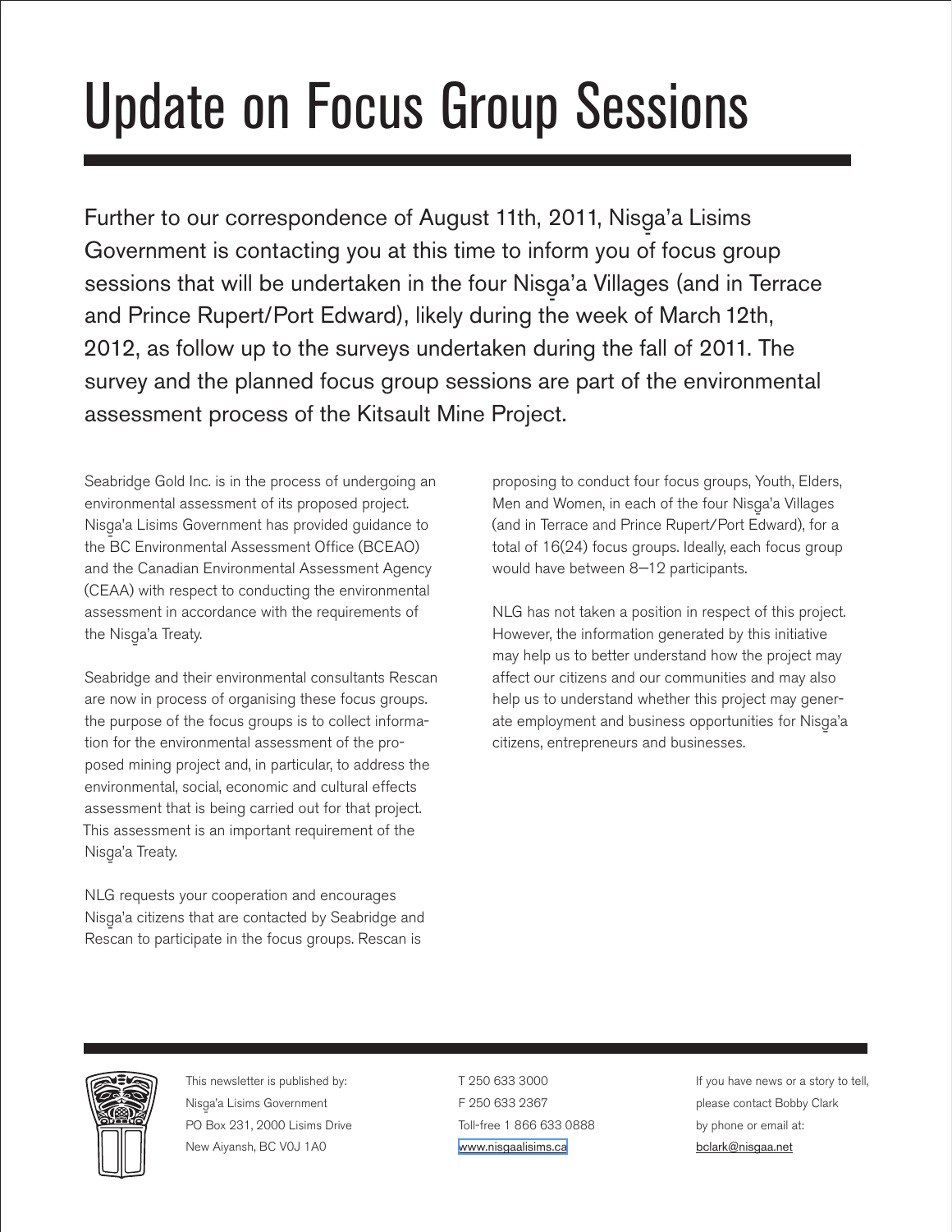# Update on Focus Group Sessions

Further to our correspondence of August 11th, 2011, Nisg̱a'a Lisims Government is contacting you at this time to inform you of focus group sessions that will be undertaken in the four Nisg̱a'a Villages (and in Terrace and Prince Rupert/Port Edward), likely during the week of March 12th, 2012, as follow up to the surveys undertaken during the fall of 2011. The survey and the planned focus group sessions are part of the environmental assessment process of the Kitsault Mine Project.

Seabridge Gold Inc. is in the process of undergoing an environmental assessment of its proposed project. Nisg̱a'a Lisims Government has provided guidance to the BC Environmental Assessment Office (BCEAO) and the Canadian Environmental Assessment Agency (CEAA) with respect to conducting the environmental assessment in accordance with the requirements of the Nisg̱a'a Treaty.

Seabridge and their environmental consultants Rescan are now in process of organising these focus groups. the purpose of the focus groups is to collect information for the environmental assessment of the proposed mining project and, in particular, to address the environmental, social, economic and cultural effects assessment that is being carried out for that project. This assessment is an important requirement of the Nisg̱a'a Treaty.

NLG requests your cooperation and encourages Nisg̱a'a citizens that are contacted by Seabridge and Rescan to participate in the focus groups. Rescan is proposing to conduct four focus groups, Youth, Elders, Men and Women, in each of the four Nisg̱a'a Villages (and in Terrace and Prince Rupert/Port Edward), for a total of 16(24) focus groups. Ideally, each focus group would have between 8–12 participants.

NLG has not taken a position in respect of this project. However, the information generated by this initiative may help us to better understand how the project may affect our citizens and our communities and may also help us to understand whether this project may generate employment and business opportunities for Nisg̱a'a citizens, entrepreneurs and businesses.

This newsletter is published by:
Nisg̱a'a Lisims Government
PO Box 231, 2000 Lisims Drive
New Aiyansh, BC V0J 1A0

T 250 633 3000
F 250 633 2367
Toll-free 1 866 633 0888
www.nisgaalisims.ca

If you have news or a story to tell, please contact Bobby Clark by phone or email at:
bclark@nisgaa.net